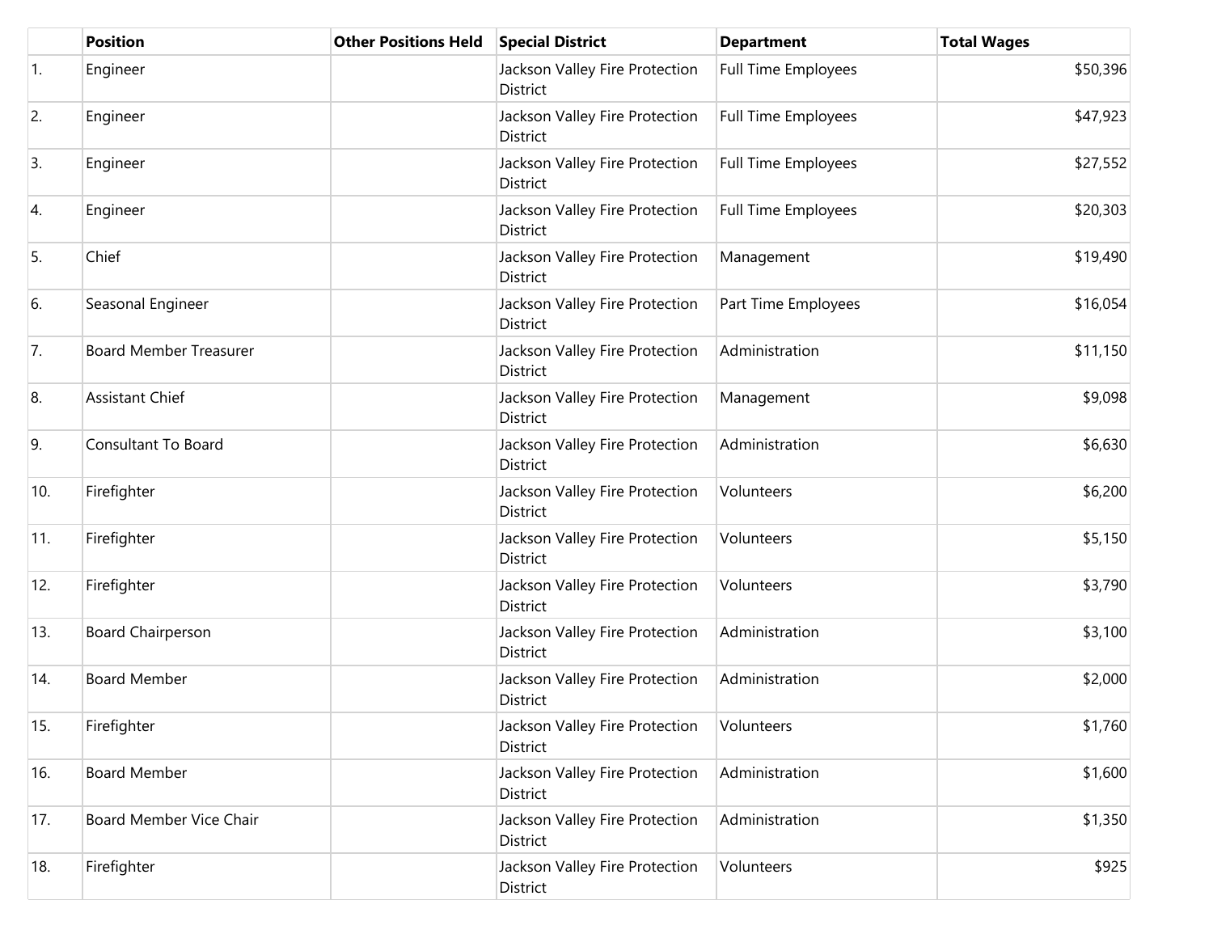| | Position | Other Positions Held | Special District | Department | Total Wages |
|---|---|---|---|---|---|
| 1. | Engineer | | Jackson Valley Fire Protection District | Full Time Employees | $50,396 |
| 2. | Engineer | | Jackson Valley Fire Protection District | Full Time Employees | $47,923 |
| 3. | Engineer | | Jackson Valley Fire Protection District | Full Time Employees | $27,552 |
| 4. | Engineer | | Jackson Valley Fire Protection District | Full Time Employees | $20,303 |
| 5. | Chief | | Jackson Valley Fire Protection District | Management | $19,490 |
| 6. | Seasonal Engineer | | Jackson Valley Fire Protection District | Part Time Employees | $16,054 |
| 7. | Board Member Treasurer | | Jackson Valley Fire Protection District | Administration | $11,150 |
| 8. | Assistant Chief | | Jackson Valley Fire Protection District | Management | $9,098 |
| 9. | Consultant To Board | | Jackson Valley Fire Protection District | Administration | $6,630 |
| 10. | Firefighter | | Jackson Valley Fire Protection District | Volunteers | $6,200 |
| 11. | Firefighter | | Jackson Valley Fire Protection District | Volunteers | $5,150 |
| 12. | Firefighter | | Jackson Valley Fire Protection District | Volunteers | $3,790 |
| 13. | Board Chairperson | | Jackson Valley Fire Protection District | Administration | $3,100 |
| 14. | Board Member | | Jackson Valley Fire Protection District | Administration | $2,000 |
| 15. | Firefighter | | Jackson Valley Fire Protection District | Volunteers | $1,760 |
| 16. | Board Member | | Jackson Valley Fire Protection District | Administration | $1,600 |
| 17. | Board Member Vice Chair | | Jackson Valley Fire Protection District | Administration | $1,350 |
| 18. | Firefighter | | Jackson Valley Fire Protection District | Volunteers | $925 |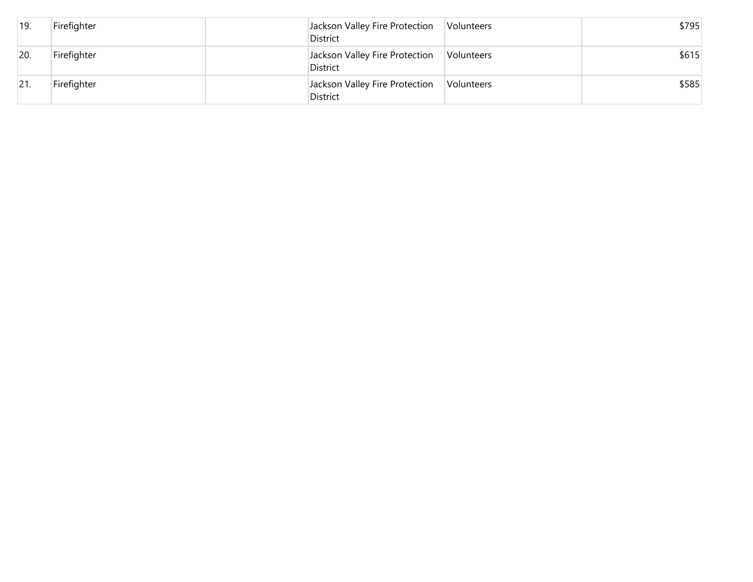| | | | | | |
|---|---|---|---|---|---|
| 19. | Firefighter | | Jackson Valley Fire Protection District | Volunteers | $795 |
| 20. | Firefighter | | Jackson Valley Fire Protection District | Volunteers | $615 |
| 21. | Firefighter | | Jackson Valley Fire Protection District | Volunteers | $585 |